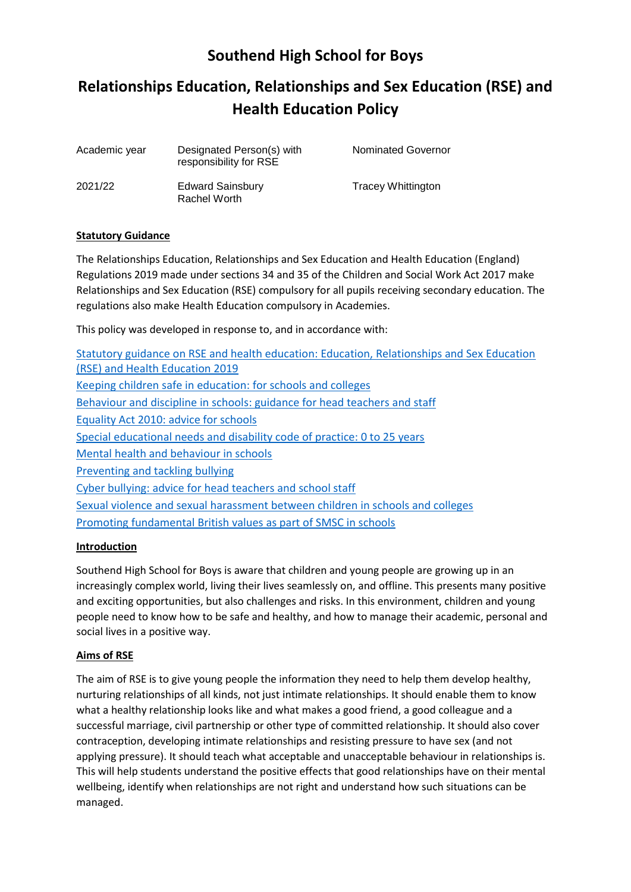# Southend High School for Boys

# Relationships Education, Relationships and Sex Education (RSE) and Health Education Policy

| Academic year | Designated Person(s) with responsibility for RSE | Nominated Governor |
|---|---|---|
| 2021/22 | Edward Sainsbury<br>Rachel Worth | Tracey Whittington |

**Statutory Guidance**

The Relationships Education, Relationships and Sex Education and Health Education (England) Regulations 2019 made under sections 34 and 35 of the Children and Social Work Act 2017 make Relationships and Sex Education (RSE) compulsory for all pupils receiving secondary education. The regulations also make Health Education compulsory in Academies.

This policy was developed in response to, and in accordance with:

Statutory guidance on RSE and health education: Education, Relationships and Sex Education (RSE) and Health Education 2019
Keeping children safe in education: for schools and colleges
Behaviour and discipline in schools: guidance for head teachers and staff
Equality Act 2010: advice for schools
Special educational needs and disability code of practice: 0 to 25 years
Mental health and behaviour in schools
Preventing and tackling bullying
Cyber bullying: advice for head teachers and school staff
Sexual violence and sexual harassment between children in schools and colleges
Promoting fundamental British values as part of SMSC in schools

**Introduction**

Southend High School for Boys is aware that children and young people are growing up in an increasingly complex world, living their lives seamlessly on, and offline. This presents many positive and exciting opportunities, but also challenges and risks. In this environment, children and young people need to know how to be safe and healthy, and how to manage their academic, personal and social lives in a positive way.

**Aims of RSE**

The aim of RSE is to give young people the information they need to help them develop healthy, nurturing relationships of all kinds, not just intimate relationships. It should enable them to know what a healthy relationship looks like and what makes a good friend, a good colleague and a successful marriage, civil partnership or other type of committed relationship. It should also cover contraception, developing intimate relationships and resisting pressure to have sex (and not applying pressure). It should teach what acceptable and unacceptable behaviour in relationships is. This will help students understand the positive effects that good relationships have on their mental wellbeing, identify when relationships are not right and understand how such situations can be managed.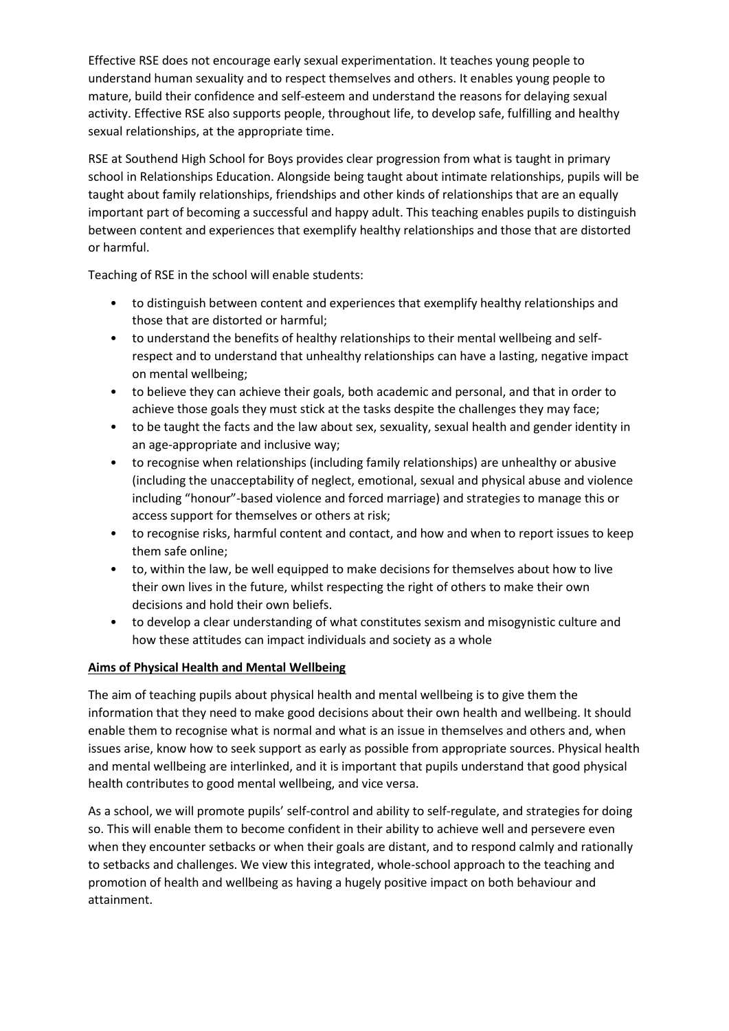Effective RSE does not encourage early sexual experimentation. It teaches young people to understand human sexuality and to respect themselves and others. It enables young people to mature, build their confidence and self-esteem and understand the reasons for delaying sexual activity. Effective RSE also supports people, throughout life, to develop safe, fulfilling and healthy sexual relationships, at the appropriate time.

RSE at Southend High School for Boys provides clear progression from what is taught in primary school in Relationships Education. Alongside being taught about intimate relationships, pupils will be taught about family relationships, friendships and other kinds of relationships that are an equally important part of becoming a successful and happy adult. This teaching enables pupils to distinguish between content and experiences that exemplify healthy relationships and those that are distorted or harmful.

Teaching of RSE in the school will enable students:

- to distinguish between content and experiences that exemplify healthy relationships and those that are distorted or harmful;
- to understand the benefits of healthy relationships to their mental wellbeing and self-respect and to understand that unhealthy relationships can have a lasting, negative impact on mental wellbeing;
- to believe they can achieve their goals, both academic and personal, and that in order to achieve those goals they must stick at the tasks despite the challenges they may face;
- to be taught the facts and the law about sex, sexuality, sexual health and gender identity in an age-appropriate and inclusive way;
- to recognise when relationships (including family relationships) are unhealthy or abusive (including the unacceptability of neglect, emotional, sexual and physical abuse and violence including "honour"-based violence and forced marriage) and strategies to manage this or access support for themselves or others at risk;
- to recognise risks, harmful content and contact, and how and when to report issues to keep them safe online;
- to, within the law, be well equipped to make decisions for themselves about how to live their own lives in the future, whilst respecting the right of others to make their own decisions and hold their own beliefs.
- to develop a clear understanding of what constitutes sexism and misogynistic culture and how these attitudes can impact individuals and society as a whole

**Aims of Physical Health and Mental Wellbeing**

The aim of teaching pupils about physical health and mental wellbeing is to give them the information that they need to make good decisions about their own health and wellbeing. It should enable them to recognise what is normal and what is an issue in themselves and others and, when issues arise, know how to seek support as early as possible from appropriate sources. Physical health and mental wellbeing are interlinked, and it is important that pupils understand that good physical health contributes to good mental wellbeing, and vice versa.

As a school, we will promote pupils' self-control and ability to self-regulate, and strategies for doing so. This will enable them to become confident in their ability to achieve well and persevere even when they encounter setbacks or when their goals are distant, and to respond calmly and rationally to setbacks and challenges. We view this integrated, whole-school approach to the teaching and promotion of health and wellbeing as having a hugely positive impact on both behaviour and attainment.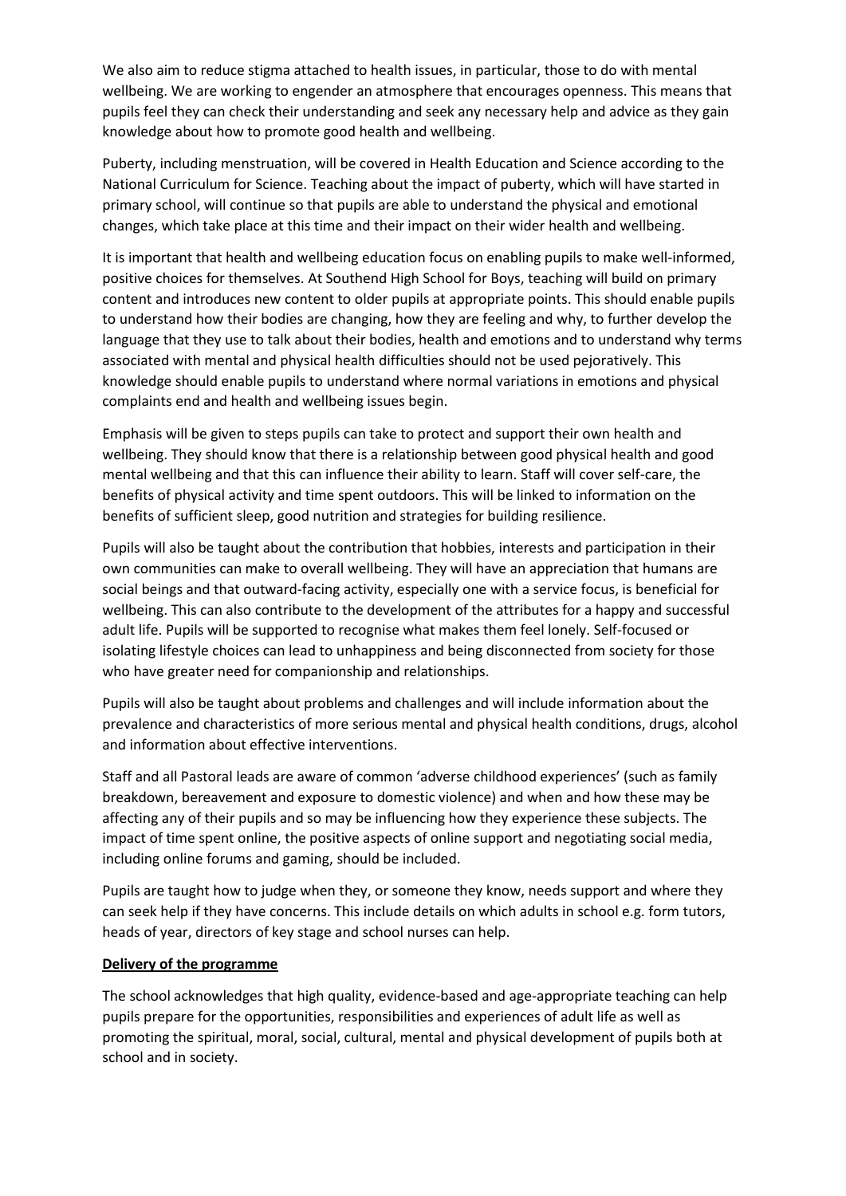We also aim to reduce stigma attached to health issues, in particular, those to do with mental wellbeing. We are working to engender an atmosphere that encourages openness. This means that pupils feel they can check their understanding and seek any necessary help and advice as they gain knowledge about how to promote good health and wellbeing.

Puberty, including menstruation, will be covered in Health Education and Science according to the National Curriculum for Science. Teaching about the impact of puberty, which will have started in primary school, will continue so that pupils are able to understand the physical and emotional changes, which take place at this time and their impact on their wider health and wellbeing.

It is important that health and wellbeing education focus on enabling pupils to make well-informed, positive choices for themselves. At Southend High School for Boys, teaching will build on primary content and introduces new content to older pupils at appropriate points. This should enable pupils to understand how their bodies are changing, how they are feeling and why, to further develop the language that they use to talk about their bodies, health and emotions and to understand why terms associated with mental and physical health difficulties should not be used pejoratively. This knowledge should enable pupils to understand where normal variations in emotions and physical complaints end and health and wellbeing issues begin.

Emphasis will be given to steps pupils can take to protect and support their own health and wellbeing. They should know that there is a relationship between good physical health and good mental wellbeing and that this can influence their ability to learn. Staff will cover self-care, the benefits of physical activity and time spent outdoors. This will be linked to information on the benefits of sufficient sleep, good nutrition and strategies for building resilience.

Pupils will also be taught about the contribution that hobbies, interests and participation in their own communities can make to overall wellbeing. They will have an appreciation that humans are social beings and that outward-facing activity, especially one with a service focus, is beneficial for wellbeing. This can also contribute to the development of the attributes for a happy and successful adult life. Pupils will be supported to recognise what makes them feel lonely. Self-focused or isolating lifestyle choices can lead to unhappiness and being disconnected from society for those who have greater need for companionship and relationships.

Pupils will also be taught about problems and challenges and will include information about the prevalence and characteristics of more serious mental and physical health conditions, drugs, alcohol and information about effective interventions.

Staff and all Pastoral leads are aware of common 'adverse childhood experiences' (such as family breakdown, bereavement and exposure to domestic violence) and when and how these may be affecting any of their pupils and so may be influencing how they experience these subjects. The impact of time spent online, the positive aspects of online support and negotiating social media, including online forums and gaming, should be included.

Pupils are taught how to judge when they, or someone they know, needs support and where they can seek help if they have concerns. This include details on which adults in school e.g. form tutors, heads of year, directors of key stage and school nurses can help.

**Delivery of the programme**

The school acknowledges that high quality, evidence-based and age-appropriate teaching can help pupils prepare for the opportunities, responsibilities and experiences of adult life as well as promoting the spiritual, moral, social, cultural, mental and physical development of pupils both at school and in society.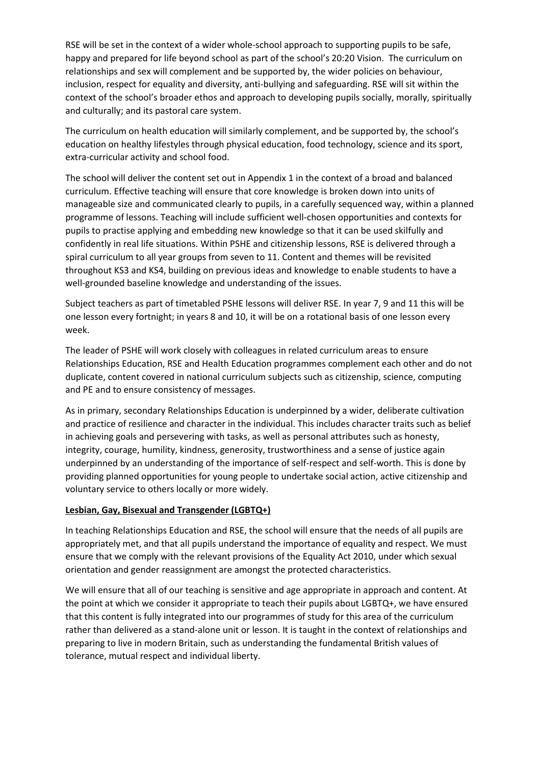RSE will be set in the context of a wider whole-school approach to supporting pupils to be safe, happy and prepared for life beyond school as part of the school's 20:20 Vision. The curriculum on relationships and sex will complement and be supported by, the wider policies on behaviour, inclusion, respect for equality and diversity, anti-bullying and safeguarding. RSE will sit within the context of the school's broader ethos and approach to developing pupils socially, morally, spiritually and culturally; and its pastoral care system.

The curriculum on health education will similarly complement, and be supported by, the school's education on healthy lifestyles through physical education, food technology, science and its sport, extra-curricular activity and school food.

The school will deliver the content set out in Appendix 1 in the context of a broad and balanced curriculum. Effective teaching will ensure that core knowledge is broken down into units of manageable size and communicated clearly to pupils, in a carefully sequenced way, within a planned programme of lessons. Teaching will include sufficient well-chosen opportunities and contexts for pupils to practise applying and embedding new knowledge so that it can be used skilfully and confidently in real life situations. Within PSHE and citizenship lessons, RSE is delivered through a spiral curriculum to all year groups from seven to 11. Content and themes will be revisited throughout KS3 and KS4, building on previous ideas and knowledge to enable students to have a well-grounded baseline knowledge and understanding of the issues.

Subject teachers as part of timetabled PSHE lessons will deliver RSE. In year 7, 9 and 11 this will be one lesson every fortnight; in years 8 and 10, it will be on a rotational basis of one lesson every week.

The leader of PSHE will work closely with colleagues in related curriculum areas to ensure Relationships Education, RSE and Health Education programmes complement each other and do not duplicate, content covered in national curriculum subjects such as citizenship, science, computing and PE and to ensure consistency of messages.

As in primary, secondary Relationships Education is underpinned by a wider, deliberate cultivation and practice of resilience and character in the individual. This includes character traits such as belief in achieving goals and persevering with tasks, as well as personal attributes such as honesty, integrity, courage, humility, kindness, generosity, trustworthiness and a sense of justice again underpinned by an understanding of the importance of self-respect and self-worth. This is done by providing planned opportunities for young people to undertake social action, active citizenship and voluntary service to others locally or more widely.

**Lesbian, Gay, Bisexual and Transgender (LGBTQ+)**

In teaching Relationships Education and RSE, the school will ensure that the needs of all pupils are appropriately met, and that all pupils understand the importance of equality and respect. We must ensure that we comply with the relevant provisions of the Equality Act 2010, under which sexual orientation and gender reassignment are amongst the protected characteristics.

We will ensure that all of our teaching is sensitive and age appropriate in approach and content. At the point at which we consider it appropriate to teach their pupils about LGBTQ+, we have ensured that this content is fully integrated into our programmes of study for this area of the curriculum rather than delivered as a stand-alone unit or lesson. It is taught in the context of relationships and preparing to live in modern Britain, such as understanding the fundamental British values of tolerance, mutual respect and individual liberty.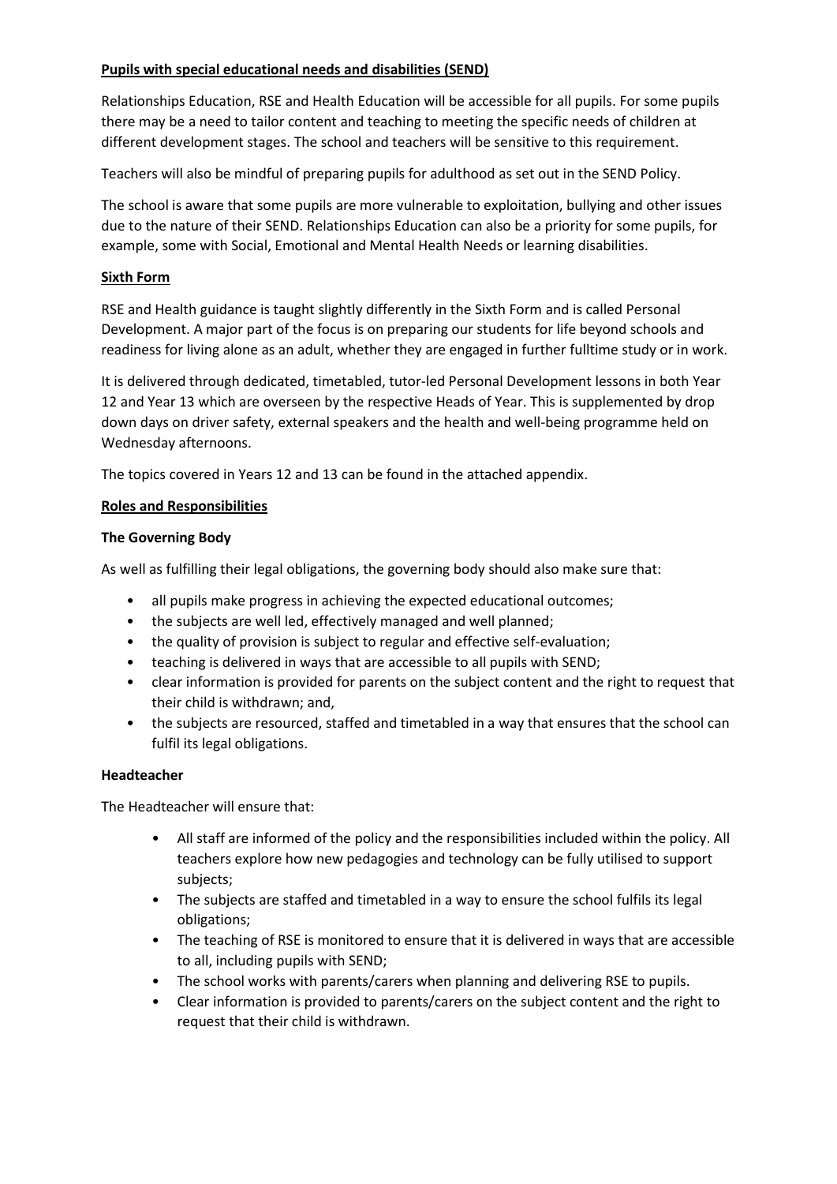**Pupils with special educational needs and disabilities (SEND)**

Relationships Education, RSE and Health Education will be accessible for all pupils. For some pupils there may be a need to tailor content and teaching to meeting the specific needs of children at different development stages. The school and teachers will be sensitive to this requirement.

Teachers will also be mindful of preparing pupils for adulthood as set out in the SEND Policy.

The school is aware that some pupils are more vulnerable to exploitation, bullying and other issues due to the nature of their SEND. Relationships Education can also be a priority for some pupils, for example, some with Social, Emotional and Mental Health Needs or learning disabilities.

**Sixth Form**

RSE and Health guidance is taught slightly differently in the Sixth Form and is called Personal Development. A major part of the focus is on preparing our students for life beyond schools and readiness for living alone as an adult, whether they are engaged in further fulltime study or in work.

It is delivered through dedicated, timetabled, tutor-led Personal Development lessons in both Year 12 and Year 13 which are overseen by the respective Heads of Year. This is supplemented by drop down days on driver safety, external speakers and the health and well-being programme held on Wednesday afternoons.

The topics covered in Years 12 and 13 can be found in the attached appendix.

**Roles and Responsibilities**

**The Governing Body**

As well as fulfilling their legal obligations, the governing body should also make sure that:

- all pupils make progress in achieving the expected educational outcomes;
- the subjects are well led, effectively managed and well planned;
- the quality of provision is subject to regular and effective self-evaluation;
- teaching is delivered in ways that are accessible to all pupils with SEND;
- clear information is provided for parents on the subject content and the right to request that their child is withdrawn; and,
- the subjects are resourced, staffed and timetabled in a way that ensures that the school can fulfil its legal obligations.

**Headteacher**

The Headteacher will ensure that:

- All staff are informed of the policy and the responsibilities included within the policy. All teachers explore how new pedagogies and technology can be fully utilised to support subjects;
- The subjects are staffed and timetabled in a way to ensure the school fulfils its legal obligations;
- The teaching of RSE is monitored to ensure that it is delivered in ways that are accessible to all, including pupils with SEND;
- The school works with parents/carers when planning and delivering RSE to pupils.
- Clear information is provided to parents/carers on the subject content and the right to request that their child is withdrawn.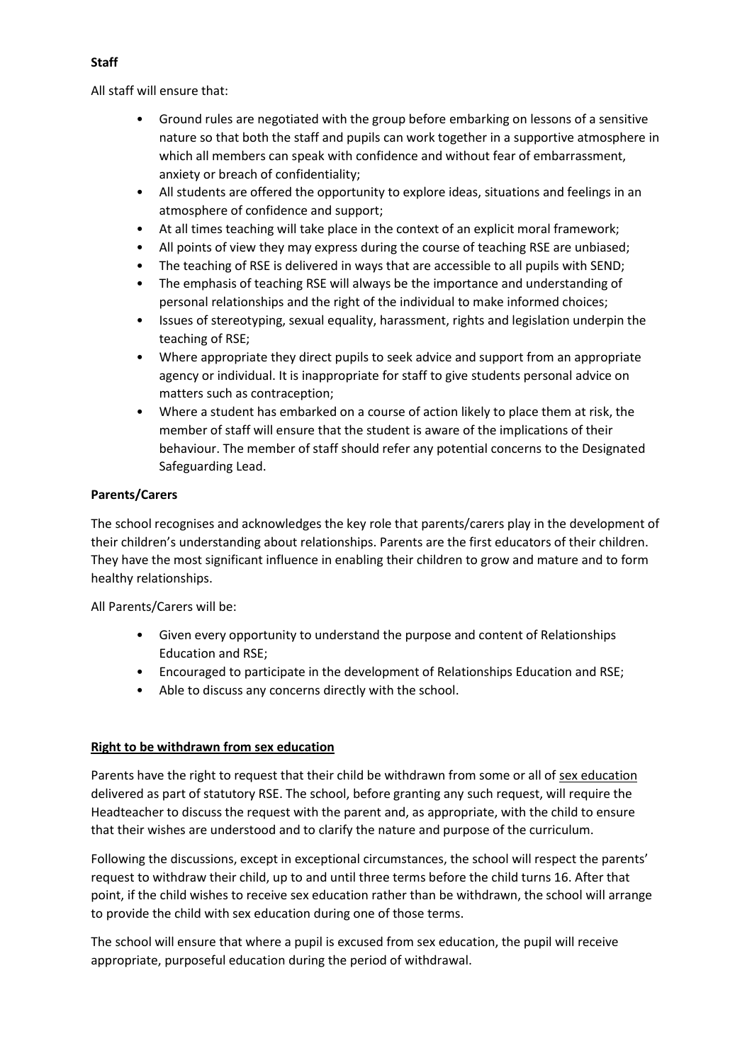**Staff**

All staff will ensure that:

- Ground rules are negotiated with the group before embarking on lessons of a sensitive nature so that both the staff and pupils can work together in a supportive atmosphere in which all members can speak with confidence and without fear of embarrassment, anxiety or breach of confidentiality;
- All students are offered the opportunity to explore ideas, situations and feelings in an atmosphere of confidence and support;
- At all times teaching will take place in the context of an explicit moral framework;
- All points of view they may express during the course of teaching RSE are unbiased;
- The teaching of RSE is delivered in ways that are accessible to all pupils with SEND;
- The emphasis of teaching RSE will always be the importance and understanding of personal relationships and the right of the individual to make informed choices;
- Issues of stereotyping, sexual equality, harassment, rights and legislation underpin the teaching of RSE;
- Where appropriate they direct pupils to seek advice and support from an appropriate agency or individual. It is inappropriate for staff to give students personal advice on matters such as contraception;
- Where a student has embarked on a course of action likely to place them at risk, the member of staff will ensure that the student is aware of the implications of their behaviour. The member of staff should refer any potential concerns to the Designated Safeguarding Lead.

**Parents/Carers**

The school recognises and acknowledges the key role that parents/carers play in the development of their children's understanding about relationships. Parents are the first educators of their children. They have the most significant influence in enabling their children to grow and mature and to form healthy relationships.

All Parents/Carers will be:

- Given every opportunity to understand the purpose and content of Relationships Education and RSE;
- Encouraged to participate in the development of Relationships Education and RSE;
- Able to discuss any concerns directly with the school.

**Right to be withdrawn from sex education**

Parents have the right to request that their child be withdrawn from some or all of sex education delivered as part of statutory RSE. The school, before granting any such request, will require the Headteacher to discuss the request with the parent and, as appropriate, with the child to ensure that their wishes are understood and to clarify the nature and purpose of the curriculum.

Following the discussions, except in exceptional circumstances, the school will respect the parents' request to withdraw their child, up to and until three terms before the child turns 16. After that point, if the child wishes to receive sex education rather than be withdrawn, the school will arrange to provide the child with sex education during one of those terms.

The school will ensure that where a pupil is excused from sex education, the pupil will receive appropriate, purposeful education during the period of withdrawal.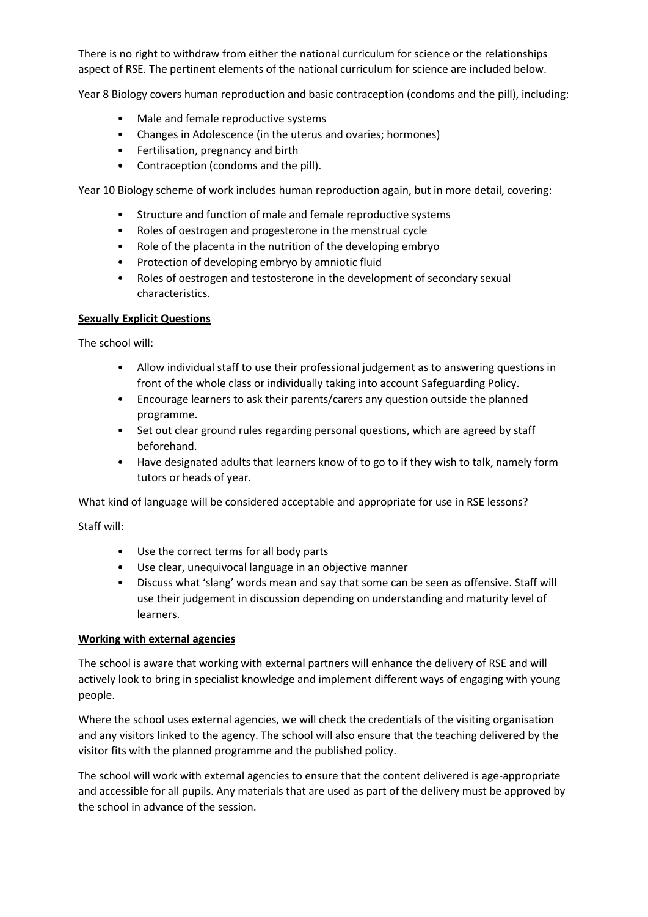There is no right to withdraw from either the national curriculum for science or the relationships aspect of RSE. The pertinent elements of the national curriculum for science are included below.

Year 8 Biology covers human reproduction and basic contraception (condoms and the pill), including:

- Male and female reproductive systems
- Changes in Adolescence (in the uterus and ovaries; hormones)
- Fertilisation, pregnancy and birth
- Contraception (condoms and the pill).

Year 10 Biology scheme of work includes human reproduction again, but in more detail, covering:

- Structure and function of male and female reproductive systems
- Roles of oestrogen and progesterone in the menstrual cycle
- Role of the placenta in the nutrition of the developing embryo
- Protection of developing embryo by amniotic fluid
- Roles of oestrogen and testosterone in the development of secondary sexual characteristics.

**Sexually Explicit Questions**

The school will:

- Allow individual staff to use their professional judgement as to answering questions in front of the whole class or individually taking into account Safeguarding Policy.
- Encourage learners to ask their parents/carers any question outside the planned programme.
- Set out clear ground rules regarding personal questions, which are agreed by staff beforehand.
- Have designated adults that learners know of to go to if they wish to talk, namely form tutors or heads of year.

What kind of language will be considered acceptable and appropriate for use in RSE lessons?

Staff will:

- Use the correct terms for all body parts
- Use clear, unequivocal language in an objective manner
- Discuss what 'slang' words mean and say that some can be seen as offensive. Staff will use their judgement in discussion depending on understanding and maturity level of learners.

**Working with external agencies**

The school is aware that working with external partners will enhance the delivery of RSE and will actively look to bring in specialist knowledge and implement different ways of engaging with young people.

Where the school uses external agencies, we will check the credentials of the visiting organisation and any visitors linked to the agency. The school will also ensure that the teaching delivered by the visitor fits with the planned programme and the published policy.

The school will work with external agencies to ensure that the content delivered is age-appropriate and accessible for all pupils. Any materials that are used as part of the delivery must be approved by the school in advance of the session.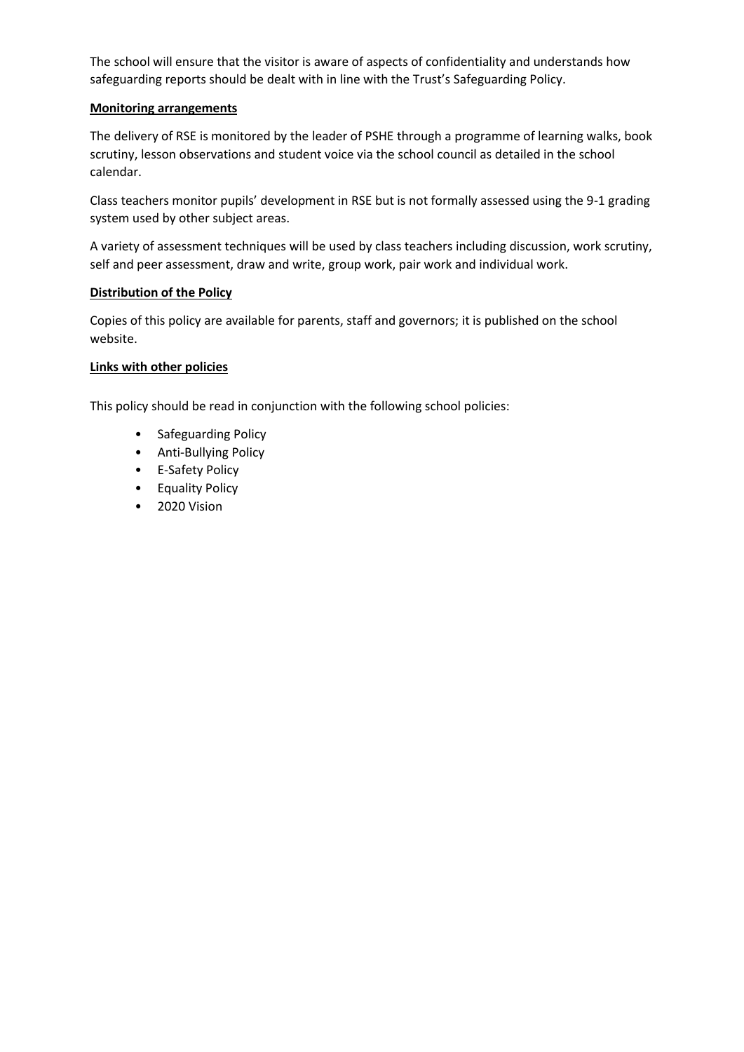The school will ensure that the visitor is aware of aspects of confidentiality and understands how safeguarding reports should be dealt with in line with the Trust's Safeguarding Policy.

**Monitoring arrangements**

The delivery of RSE is monitored by the leader of PSHE through a programme of learning walks, book scrutiny, lesson observations and student voice via the school council as detailed in the school calendar.

Class teachers monitor pupils' development in RSE but is not formally assessed using the 9-1 grading system used by other subject areas.

A variety of assessment techniques will be used by class teachers including discussion, work scrutiny, self and peer assessment, draw and write, group work, pair work and individual work.

**Distribution of the Policy**

Copies of this policy are available for parents, staff and governors; it is published on the school website.

**Links with other policies**

This policy should be read in conjunction with the following school policies:

- Safeguarding Policy
- Anti-Bullying Policy
- E-Safety Policy
- Equality Policy
- 2020 Vision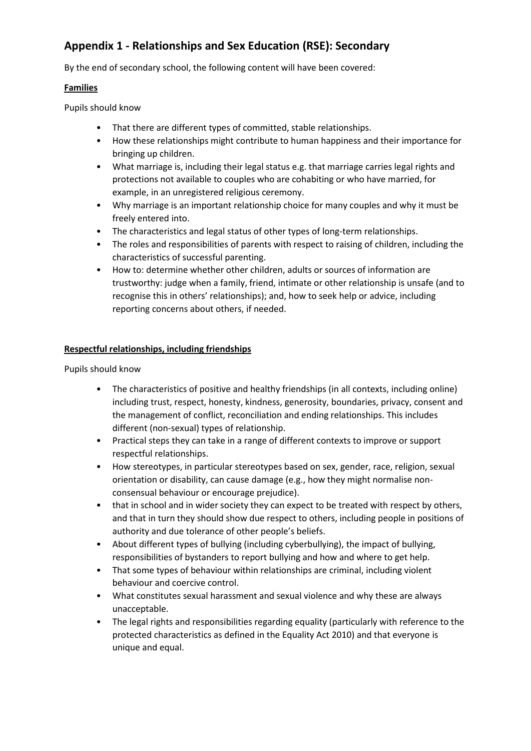# Appendix 1 - Relationships and Sex Education (RSE): Secondary

By the end of secondary school, the following content will have been covered:

**Families**

Pupils should know

- That there are different types of committed, stable relationships.
- How these relationships might contribute to human happiness and their importance for bringing up children.
- What marriage is, including their legal status e.g. that marriage carries legal rights and protections not available to couples who are cohabiting or who have married, for example, in an unregistered religious ceremony.
- Why marriage is an important relationship choice for many couples and why it must be freely entered into.
- The characteristics and legal status of other types of long-term relationships.
- The roles and responsibilities of parents with respect to raising of children, including the characteristics of successful parenting.
- How to: determine whether other children, adults or sources of information are trustworthy: judge when a family, friend, intimate or other relationship is unsafe (and to recognise this in others' relationships); and, how to seek help or advice, including reporting concerns about others, if needed.

**Respectful relationships, including friendships**

Pupils should know

- The characteristics of positive and healthy friendships (in all contexts, including online) including trust, respect, honesty, kindness, generosity, boundaries, privacy, consent and the management of conflict, reconciliation and ending relationships. This includes different (non-sexual) types of relationship.
- Practical steps they can take in a range of different contexts to improve or support respectful relationships.
- How stereotypes, in particular stereotypes based on sex, gender, race, religion, sexual orientation or disability, can cause damage (e.g., how they might normalise non-consensual behaviour or encourage prejudice).
- that in school and in wider society they can expect to be treated with respect by others, and that in turn they should show due respect to others, including people in positions of authority and due tolerance of other people's beliefs.
- About different types of bullying (including cyberbullying), the impact of bullying, responsibilities of bystanders to report bullying and how and where to get help.
- That some types of behaviour within relationships are criminal, including violent behaviour and coercive control.
- What constitutes sexual harassment and sexual violence and why these are always unacceptable.
- The legal rights and responsibilities regarding equality (particularly with reference to the protected characteristics as defined in the Equality Act 2010) and that everyone is unique and equal.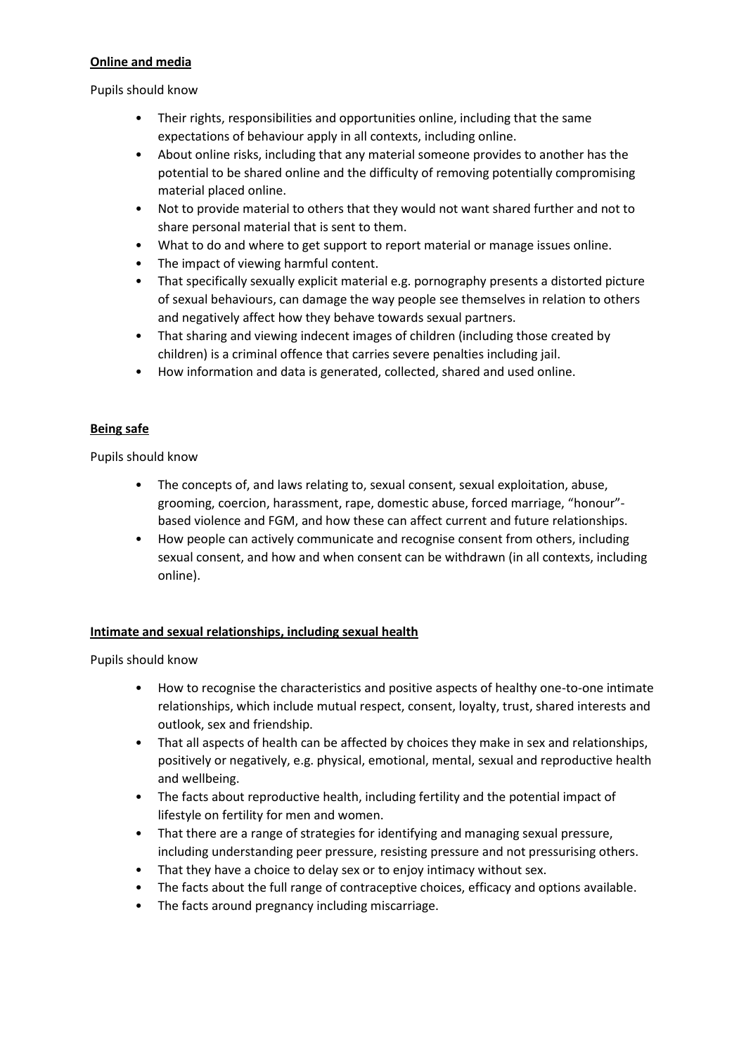**Online and media**

Pupils should know

- Their rights, responsibilities and opportunities online, including that the same expectations of behaviour apply in all contexts, including online.
- About online risks, including that any material someone provides to another has the potential to be shared online and the difficulty of removing potentially compromising material placed online.
- Not to provide material to others that they would not want shared further and not to share personal material that is sent to them.
- What to do and where to get support to report material or manage issues online.
- The impact of viewing harmful content.
- That specifically sexually explicit material e.g. pornography presents a distorted picture of sexual behaviours, can damage the way people see themselves in relation to others and negatively affect how they behave towards sexual partners.
- That sharing and viewing indecent images of children (including those created by children) is a criminal offence that carries severe penalties including jail.
- How information and data is generated, collected, shared and used online.

**Being safe**

Pupils should know

- The concepts of, and laws relating to, sexual consent, sexual exploitation, abuse, grooming, coercion, harassment, rape, domestic abuse, forced marriage, "honour"-based violence and FGM, and how these can affect current and future relationships.
- How people can actively communicate and recognise consent from others, including sexual consent, and how and when consent can be withdrawn (in all contexts, including online).

**Intimate and sexual relationships, including sexual health**

Pupils should know

- How to recognise the characteristics and positive aspects of healthy one-to-one intimate relationships, which include mutual respect, consent, loyalty, trust, shared interests and outlook, sex and friendship.
- That all aspects of health can be affected by choices they make in sex and relationships, positively or negatively, e.g. physical, emotional, mental, sexual and reproductive health and wellbeing.
- The facts about reproductive health, including fertility and the potential impact of lifestyle on fertility for men and women.
- That there are a range of strategies for identifying and managing sexual pressure, including understanding peer pressure, resisting pressure and not pressurising others.
- That they have a choice to delay sex or to enjoy intimacy without sex.
- The facts about the full range of contraceptive choices, efficacy and options available.
- The facts around pregnancy including miscarriage.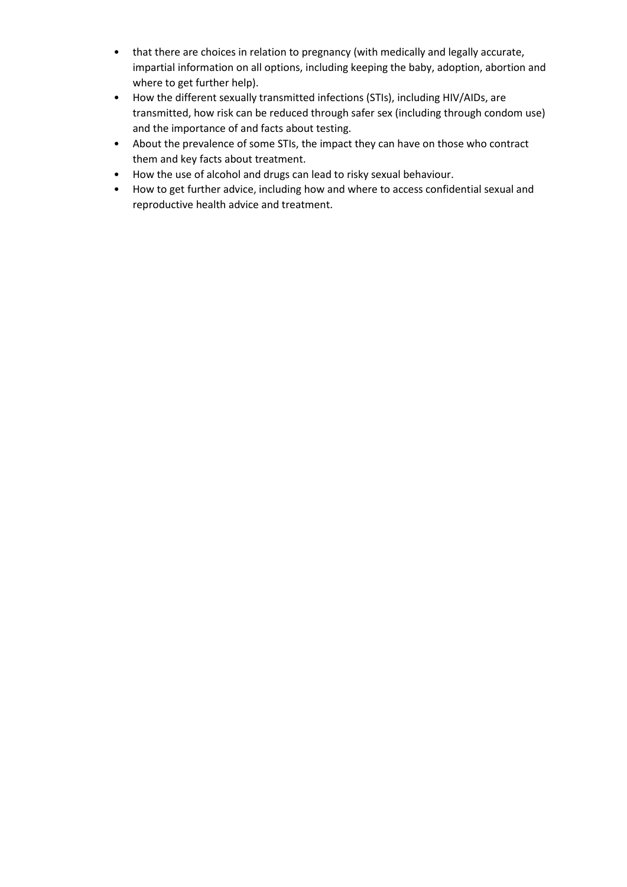- that there are choices in relation to pregnancy (with medically and legally accurate, impartial information on all options, including keeping the baby, adoption, abortion and where to get further help).
- How the different sexually transmitted infections (STIs), including HIV/AIDs, are transmitted, how risk can be reduced through safer sex (including through condom use) and the importance of and facts about testing.
- About the prevalence of some STIs, the impact they can have on those who contract them and key facts about treatment.
- How the use of alcohol and drugs can lead to risky sexual behaviour.
- How to get further advice, including how and where to access confidential sexual and reproductive health advice and treatment.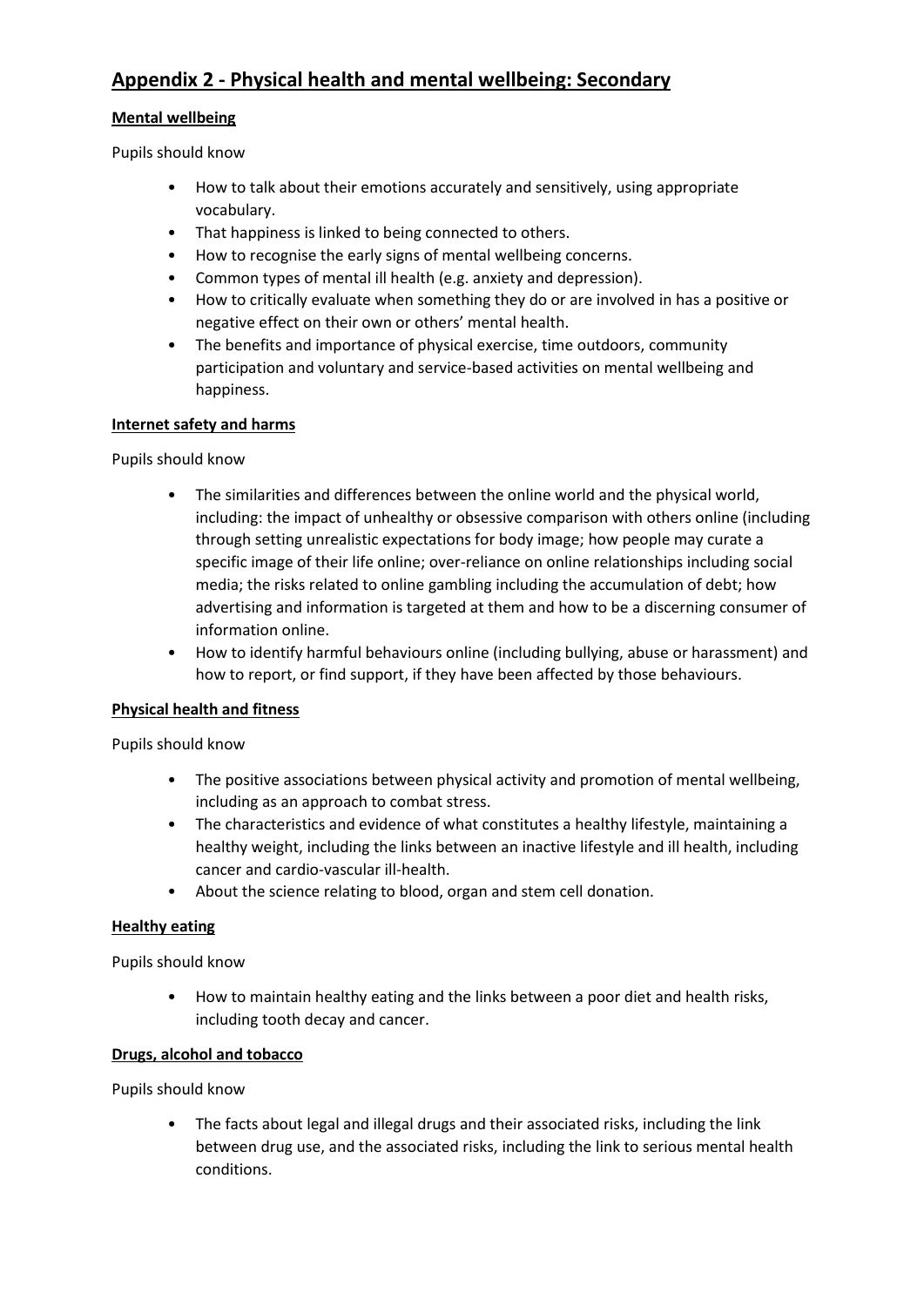## Appendix 2 - Physical health and mental wellbeing: Secondary

**Mental wellbeing**

Pupils should know

- How to talk about their emotions accurately and sensitively, using appropriate vocabulary.
- That happiness is linked to being connected to others.
- How to recognise the early signs of mental wellbeing concerns.
- Common types of mental ill health (e.g. anxiety and depression).
- How to critically evaluate when something they do or are involved in has a positive or negative effect on their own or others' mental health.
- The benefits and importance of physical exercise, time outdoors, community participation and voluntary and service-based activities on mental wellbeing and happiness.

**Internet safety and harms**

Pupils should know

- The similarities and differences between the online world and the physical world, including: the impact of unhealthy or obsessive comparison with others online (including through setting unrealistic expectations for body image; how people may curate a specific image of their life online; over-reliance on online relationships including social media; the risks related to online gambling including the accumulation of debt; how advertising and information is targeted at them and how to be a discerning consumer of information online.
- How to identify harmful behaviours online (including bullying, abuse or harassment) and how to report, or find support, if they have been affected by those behaviours.

**Physical health and fitness**

Pupils should know

- The positive associations between physical activity and promotion of mental wellbeing, including as an approach to combat stress.
- The characteristics and evidence of what constitutes a healthy lifestyle, maintaining a healthy weight, including the links between an inactive lifestyle and ill health, including cancer and cardio-vascular ill-health.
- About the science relating to blood, organ and stem cell donation.

**Healthy eating**

Pupils should know

- How to maintain healthy eating and the links between a poor diet and health risks, including tooth decay and cancer.

**Drugs, alcohol and tobacco**

Pupils should know

- The facts about legal and illegal drugs and their associated risks, including the link between drug use, and the associated risks, including the link to serious mental health conditions.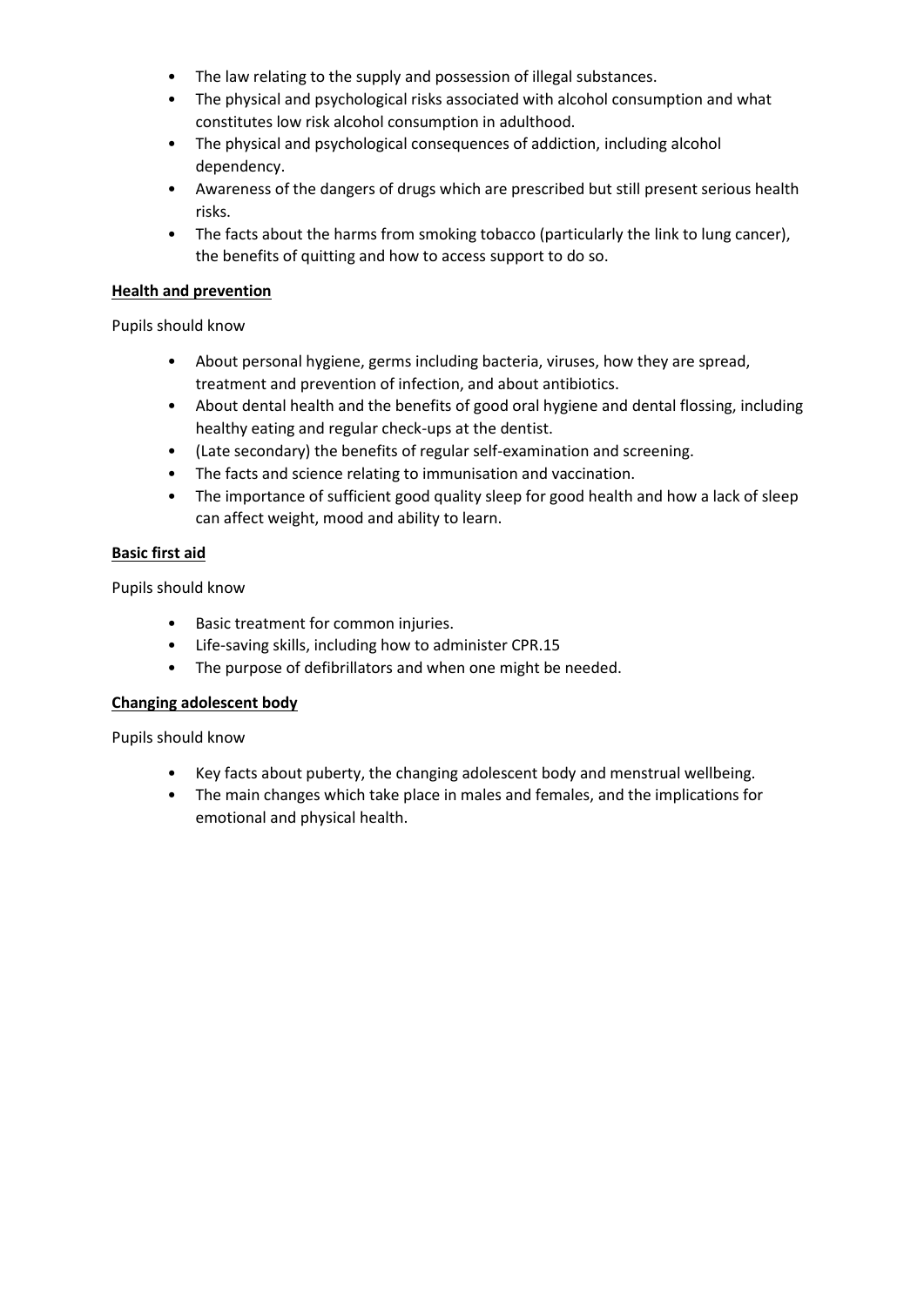- The law relating to the supply and possession of illegal substances.
- The physical and psychological risks associated with alcohol consumption and what constitutes low risk alcohol consumption in adulthood.
- The physical and psychological consequences of addiction, including alcohol dependency.
- Awareness of the dangers of drugs which are prescribed but still present serious health risks.
- The facts about the harms from smoking tobacco (particularly the link to lung cancer), the benefits of quitting and how to access support to do so.

**Health and prevention**

Pupils should know

- About personal hygiene, germs including bacteria, viruses, how they are spread, treatment and prevention of infection, and about antibiotics.
- About dental health and the benefits of good oral hygiene and dental flossing, including healthy eating and regular check-ups at the dentist.
- (Late secondary) the benefits of regular self-examination and screening.
- The facts and science relating to immunisation and vaccination.
- The importance of sufficient good quality sleep for good health and how a lack of sleep can affect weight, mood and ability to learn.

**Basic first aid**

Pupils should know

- Basic treatment for common injuries.
- Life-saving skills, including how to administer CPR.15
- The purpose of defibrillators and when one might be needed.

**Changing adolescent body**

Pupils should know

- Key facts about puberty, the changing adolescent body and menstrual wellbeing.
- The main changes which take place in males and females, and the implications for emotional and physical health.